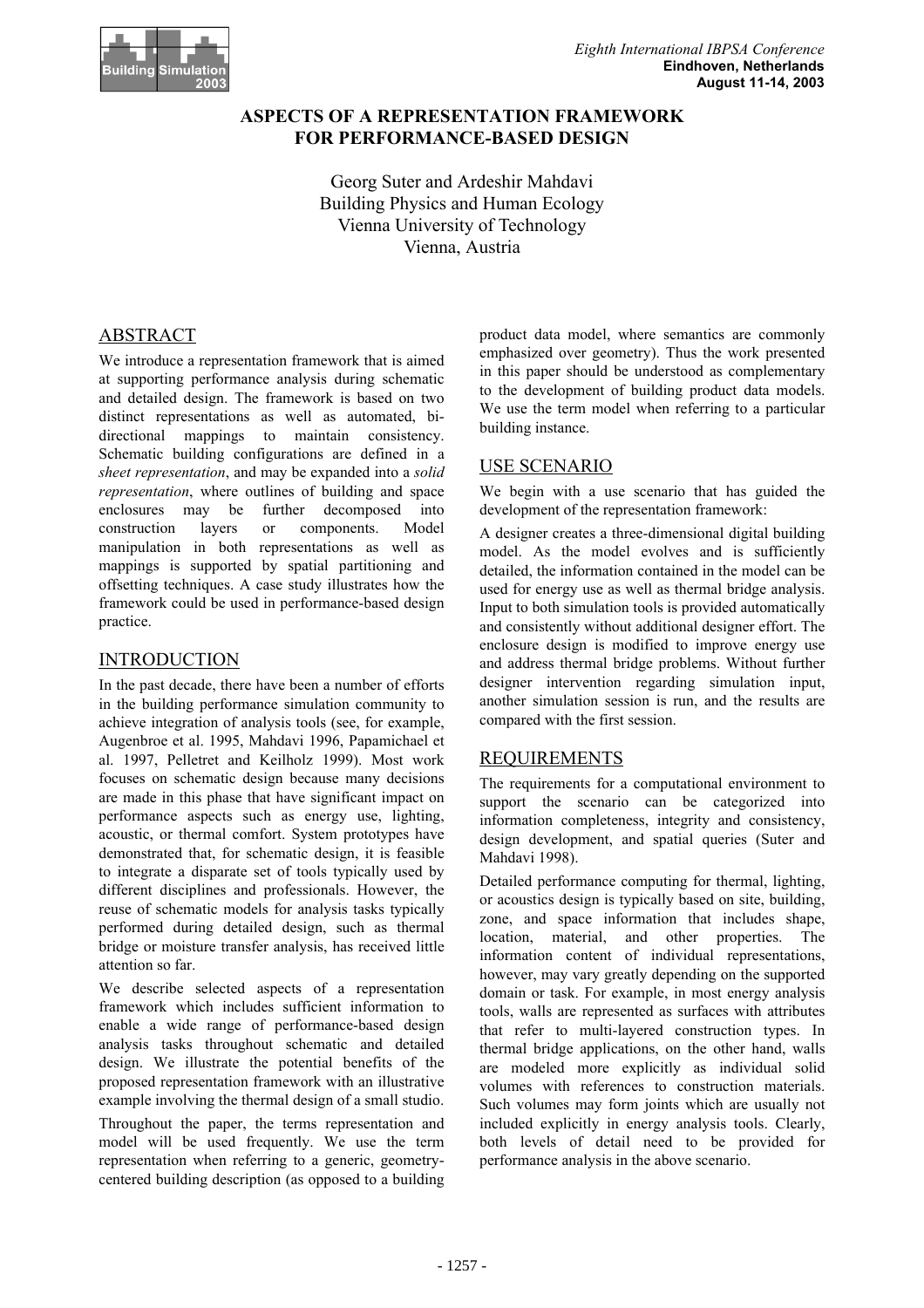# ASPECTS OF A REPRESENTATION FRAMEWORK FOR PERFORMANCE-BASED DESIGN

Georg Suter and Ardeshir Mahdavi
Building Physics and Human Ecology
Vienna University of Technology
Vienna, Austria

## ABSTRACT

We introduce a representation framework that is aimed at supporting performance analysis during schematic and detailed design. The framework is based on two distinct representations as well as automated, bi-directional mappings to maintain consistency. Schematic building configurations are defined in a *sheet representation*, and may be expanded into a *solid representation*, where outlines of building and space enclosures may be further decomposed into construction layers or components. Model manipulation in both representations as well as mappings is supported by spatial partitioning and offsetting techniques. A case study illustrates how the framework could be used in performance-based design practice.

## INTRODUCTION

In the past decade, there have been a number of efforts in the building performance simulation community to achieve integration of analysis tools (see, for example, Augenbroe et al. 1995, Mahdavi 1996, Papamichael et al. 1997, Pelletret and Keilholz 1999). Most work focuses on schematic design because many decisions are made in this phase that have significant impact on performance aspects such as energy use, lighting, acoustic, or thermal comfort. System prototypes have demonstrated that, for schematic design, it is feasible to integrate a disparate set of tools typically used by different disciplines and professionals. However, the reuse of schematic models for analysis tasks typically performed during detailed design, such as thermal bridge or moisture transfer analysis, has received little attention so far.

We describe selected aspects of a representation framework which includes sufficient information to enable a wide range of performance-based design analysis tasks throughout schematic and detailed design. We illustrate the potential benefits of the proposed representation framework with an illustrative example involving the thermal design of a small studio.

Throughout the paper, the terms representation and model will be used frequently. We use the term representation when referring to a generic, geometry-centered building description (as opposed to a building product data model, where semantics are commonly emphasized over geometry). Thus the work presented in this paper should be understood as complementary to the development of building product data models. We use the term model when referring to a particular building instance.

## USE SCENARIO

We begin with a use scenario that has guided the development of the representation framework:

A designer creates a three-dimensional digital building model. As the model evolves and is sufficiently detailed, the information contained in the model can be used for energy use as well as thermal bridge analysis. Input to both simulation tools is provided automatically and consistently without additional designer effort. The enclosure design is modified to improve energy use and address thermal bridge problems. Without further designer intervention regarding simulation input, another simulation session is run, and the results are compared with the first session.

## REQUIREMENTS

The requirements for a computational environment to support the scenario can be categorized into information completeness, integrity and consistency, design development, and spatial queries (Suter and Mahdavi 1998).

Detailed performance computing for thermal, lighting, or acoustics design is typically based on site, building, zone, and space information that includes shape, location, material, and other properties. The information content of individual representations, however, may vary greatly depending on the supported domain or task. For example, in most energy analysis tools, walls are represented as surfaces with attributes that refer to multi-layered construction types. In thermal bridge applications, on the other hand, walls are modeled more explicitly as individual solid volumes with references to construction materials. Such volumes may form joints which are usually not included explicitly in energy analysis tools. Clearly, both levels of detail need to be provided for performance analysis in the above scenario.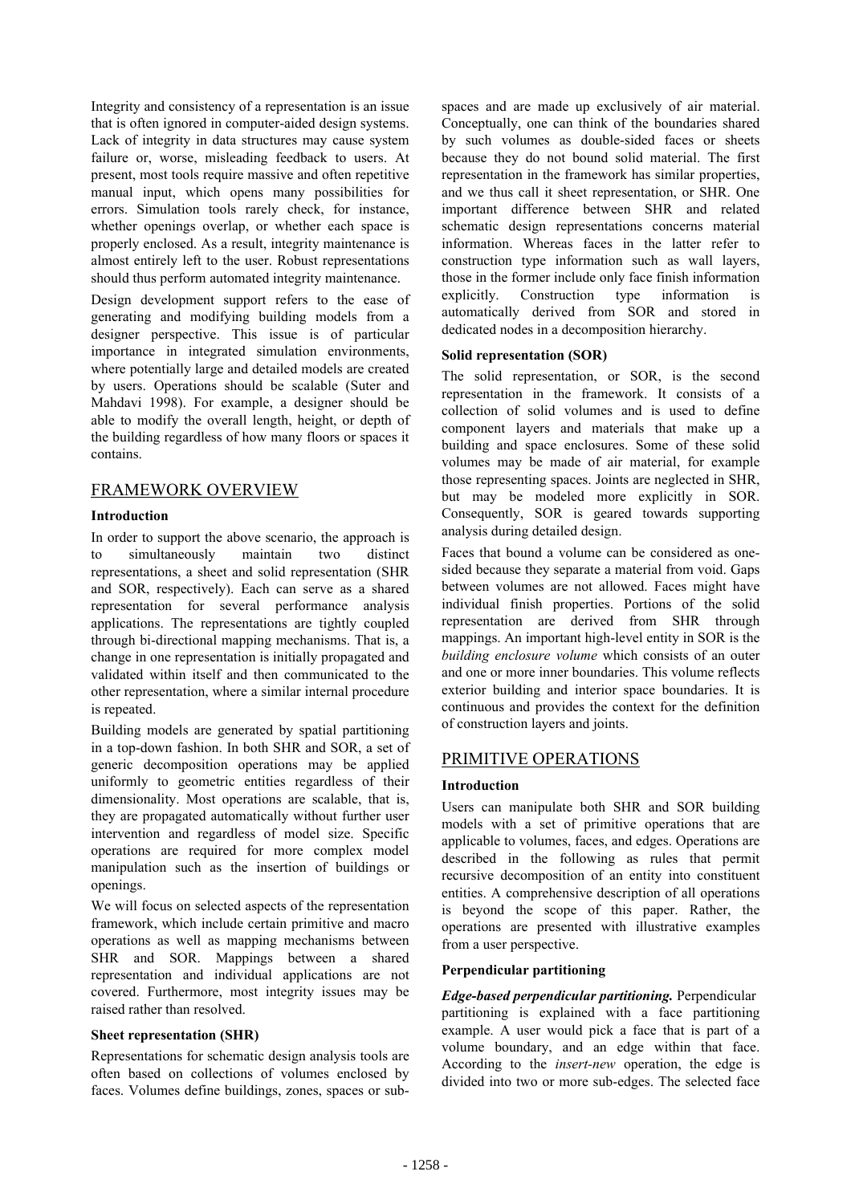Integrity and consistency of a representation is an issue that is often ignored in computer-aided design systems. Lack of integrity in data structures may cause system failure or, worse, misleading feedback to users. At present, most tools require massive and often repetitive manual input, which opens many possibilities for errors. Simulation tools rarely check, for instance, whether openings overlap, or whether each space is properly enclosed. As a result, integrity maintenance is almost entirely left to the user. Robust representations should thus perform automated integrity maintenance.

Design development support refers to the ease of generating and modifying building models from a designer perspective. This issue is of particular importance in integrated simulation environments, where potentially large and detailed models are created by users. Operations should be scalable (Suter and Mahdavi 1998). For example, a designer should be able to modify the overall length, height, or depth of the building regardless of how many floors or spaces it contains.

## FRAMEWORK OVERVIEW

### Introduction

In order to support the above scenario, the approach is to simultaneously maintain two distinct representations, a sheet and solid representation (SHR and SOR, respectively). Each can serve as a shared representation for several performance analysis applications. The representations are tightly coupled through bi-directional mapping mechanisms. That is, a change in one representation is initially propagated and validated within itself and then communicated to the other representation, where a similar internal procedure is repeated.

Building models are generated by spatial partitioning in a top-down fashion. In both SHR and SOR, a set of generic decomposition operations may be applied uniformly to geometric entities regardless of their dimensionality. Most operations are scalable, that is, they are propagated automatically without further user intervention and regardless of model size. Specific operations are required for more complex model manipulation such as the insertion of buildings or openings.

We will focus on selected aspects of the representation framework, which include certain primitive and macro operations as well as mapping mechanisms between SHR and SOR. Mappings between a shared representation and individual applications are not covered. Furthermore, most integrity issues may be raised rather than resolved.

### Sheet representation (SHR)

Representations for schematic design analysis tools are often based on collections of volumes enclosed by faces. Volumes define buildings, zones, spaces or sub-spaces and are made up exclusively of air material. Conceptually, one can think of the boundaries shared by such volumes as double-sided faces or sheets because they do not bound solid material. The first representation in the framework has similar properties, and we thus call it sheet representation, or SHR. One important difference between SHR and related schematic design representations concerns material information. Whereas faces in the latter refer to construction type information such as wall layers, those in the former include only face finish information explicitly. Construction type information is automatically derived from SOR and stored in dedicated nodes in a decomposition hierarchy.

### Solid representation (SOR)

The solid representation, or SOR, is the second representation in the framework. It consists of a collection of solid volumes and is used to define component layers and materials that make up a building and space enclosures. Some of these solid volumes may be made of air material, for example those representing spaces. Joints are neglected in SHR, but may be modeled more explicitly in SOR. Consequently, SOR is geared towards supporting analysis during detailed design.

Faces that bound a volume can be considered as one-sided because they separate a material from void. Gaps between volumes are not allowed. Faces might have individual finish properties. Portions of the solid representation are derived from SHR through mappings. An important high-level entity in SOR is the *building enclosure volume* which consists of an outer and one or more inner boundaries. This volume reflects exterior building and interior space boundaries. It is continuous and provides the context for the definition of construction layers and joints.

## PRIMITIVE OPERATIONS

### Introduction

Users can manipulate both SHR and SOR building models with a set of primitive operations that are applicable to volumes, faces, and edges. Operations are described in the following as rules that permit recursive decomposition of an entity into constituent entities. A comprehensive description of all operations is beyond the scope of this paper. Rather, the operations are presented with illustrative examples from a user perspective.

### Perpendicular partitioning

***Edge-based perpendicular partitioning.*** Perpendicular partitioning is explained with a face partitioning example. A user would pick a face that is part of a volume boundary, and an edge within that face. According to the *insert-new* operation, the edge is divided into two or more sub-edges. The selected face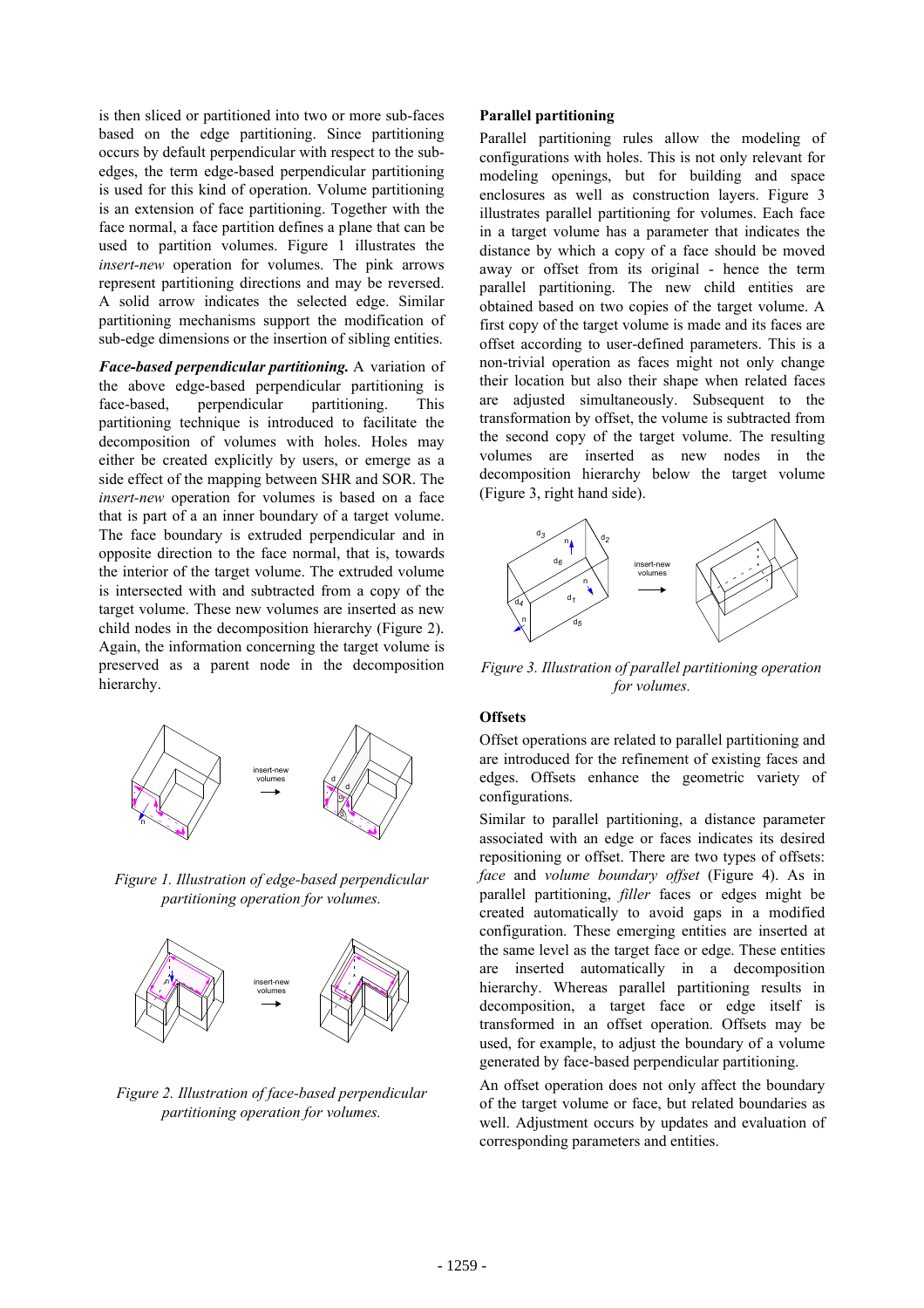is then sliced or partitioned into two or more sub-faces based on the edge partitioning. Since partitioning occurs by default perpendicular with respect to the sub-edges, the term edge-based perpendicular partitioning is used for this kind of operation. Volume partitioning is an extension of face partitioning. Together with the face normal, a face partition defines a plane that can be used to partition volumes. Figure 1 illustrates the *insert-new* operation for volumes. The pink arrows represent partitioning directions and may be reversed. A solid arrow indicates the selected edge. Similar partitioning mechanisms support the modification of sub-edge dimensions or the insertion of sibling entities.

***Face-based perpendicular partitioning.*** A variation of the above edge-based perpendicular partitioning is face-based, perpendicular partitioning. This partitioning technique is introduced to facilitate the decomposition of volumes with holes. Holes may either be created explicitly by users, or emerge as a side effect of the mapping between SHR and SOR. The *insert-new* operation for volumes is based on a face that is part of a an inner boundary of a target volume. The face boundary is extruded perpendicular and in opposite direction to the face normal, that is, towards the interior of the target volume. The extruded volume is intersected with and subtracted from a copy of the target volume. These new volumes are inserted as new child nodes in the decomposition hierarchy (Figure 2). Again, the information concerning the target volume is preserved as a parent node in the decomposition hierarchy.

*Figure 1. Illustration of edge-based perpendicular partitioning operation for volumes.*

*Figure 2. Illustration of face-based perpendicular partitioning operation for volumes.*

**Parallel partitioning**

Parallel partitioning rules allow the modeling of configurations with holes. This is not only relevant for modeling openings, but for building and space enclosures as well as construction layers. Figure 3 illustrates parallel partitioning for volumes. Each face in a target volume has a parameter that indicates the distance by which a copy of a face should be moved away or offset from its original - hence the term parallel partitioning. The new child entities are obtained based on two copies of the target volume. A first copy of the target volume is made and its faces are offset according to user-defined parameters. This is a non-trivial operation as faces might not only change their location but also their shape when related faces are adjusted simultaneously. Subsequent to the transformation by offset, the volume is subtracted from the second copy of the target volume. The resulting volumes are inserted as new nodes in the decomposition hierarchy below the target volume (Figure 3, right hand side).

*Figure 3. Illustration of parallel partitioning operation for volumes.*

**Offsets**

Offset operations are related to parallel partitioning and are introduced for the refinement of existing faces and edges. Offsets enhance the geometric variety of configurations.

Similar to parallel partitioning, a distance parameter associated with an edge or faces indicates its desired repositioning or offset. There are two types of offsets: *face* and *volume boundary offset* (Figure 4). As in parallel partitioning, *filler* faces or edges might be created automatically to avoid gaps in a modified configuration. These emerging entities are inserted at the same level as the target face or edge. These entities are inserted automatically in a decomposition hierarchy. Whereas parallel partitioning results in decomposition, a target face or edge itself is transformed in an offset operation. Offsets may be used, for example, to adjust the boundary of a volume generated by face-based perpendicular partitioning.

An offset operation does not only affect the boundary of the target volume or face, but related boundaries as well. Adjustment occurs by updates and evaluation of corresponding parameters and entities.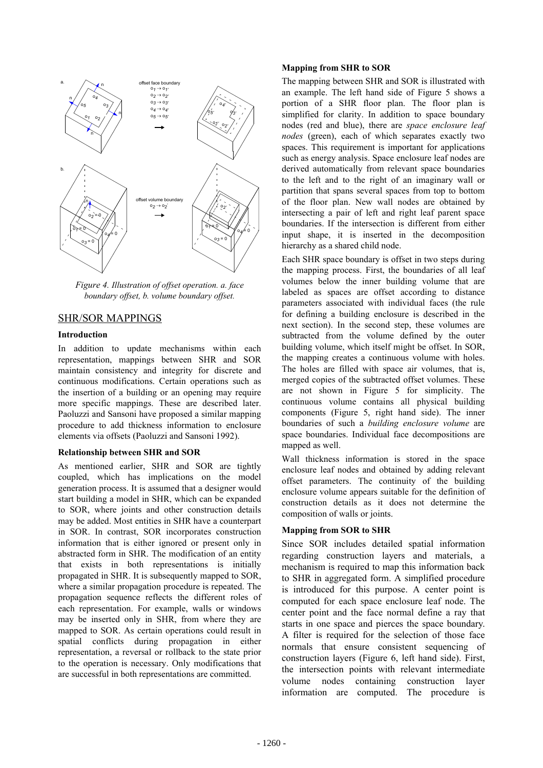*Figure 4. Illustration of offset operation. a. face boundary offset, b. volume boundary offset.*

## SHR/SOR MAPPINGS

### Introduction

In addition to update mechanisms within each representation, mappings between SHR and SOR maintain consistency and integrity for discrete and continuous modifications. Certain operations such as the insertion of a building or an opening may require more specific mappings. These are described later. Paoluzzi and Sansoni have proposed a similar mapping procedure to add thickness information to enclosure elements via offsets (Paoluzzi and Sansoni 1992).

### Relationship between SHR and SOR

As mentioned earlier, SHR and SOR are tightly coupled, which has implications on the model generation process. It is assumed that a designer would start building a model in SHR, which can be expanded to SOR, where joints and other construction details may be added. Most entities in SHR have a counterpart in SOR. In contrast, SOR incorporates construction information that is either ignored or present only in abstracted form in SHR. The modification of an entity that exists in both representations is initially propagated in SHR. It is subsequently mapped to SOR, where a similar propagation procedure is repeated. The propagation sequence reflects the different roles of each representation. For example, walls or windows may be inserted only in SHR, from where they are mapped to SOR. As certain operations could result in spatial conflicts during propagation in either representation, a reversal or rollback to the state prior to the operation is necessary. Only modifications that are successful in both representations are committed.

### Mapping from SHR to SOR

The mapping between SHR and SOR is illustrated with an example. The left hand side of Figure 5 shows a portion of a SHR floor plan. The floor plan is simplified for clarity. In addition to space boundary nodes (red and blue), there are *space enclosure leaf nodes* (green), each of which separates exactly two spaces. This requirement is important for applications such as energy analysis. Space enclosure leaf nodes are derived automatically from relevant space boundaries to the left and to the right of an imaginary wall or partition that spans several spaces from top to bottom of the floor plan. New wall nodes are obtained by intersecting a pair of left and right leaf parent space boundaries. If the intersection is different from either input shape, it is inserted in the decomposition hierarchy as a shared child node.

Each SHR space boundary is offset in two steps during the mapping process. First, the boundaries of all leaf volumes below the inner building volume that are labeled as spaces are offset according to distance parameters associated with individual faces (the rule for defining a building enclosure is described in the next section). In the second step, these volumes are subtracted from the volume defined by the outer building volume, which itself might be offset. In SOR, the mapping creates a continuous volume with holes. The holes are filled with space air volumes, that is, merged copies of the subtracted offset volumes. These are not shown in Figure 5 for simplicity. The continuous volume contains all physical building components (Figure 5, right hand side). The inner boundaries of such a *building enclosure volume* are space boundaries. Individual face decompositions are mapped as well.

Wall thickness information is stored in the space enclosure leaf nodes and obtained by adding relevant offset parameters. The continuity of the building enclosure volume appears suitable for the definition of construction details as it does not determine the composition of walls or joints.

### Mapping from SOR to SHR

Since SOR includes detailed spatial information regarding construction layers and materials, a mechanism is required to map this information back to SHR in aggregated form. A simplified procedure is introduced for this purpose. A center point is computed for each space enclosure leaf node. The center point and the face normal define a ray that starts in one space and pierces the space boundary. A filter is required for the selection of those face normals that ensure consistent sequencing of construction layers (Figure 6, left hand side). First, the intersection points with relevant intermediate volume nodes containing construction layer information are computed. The procedure is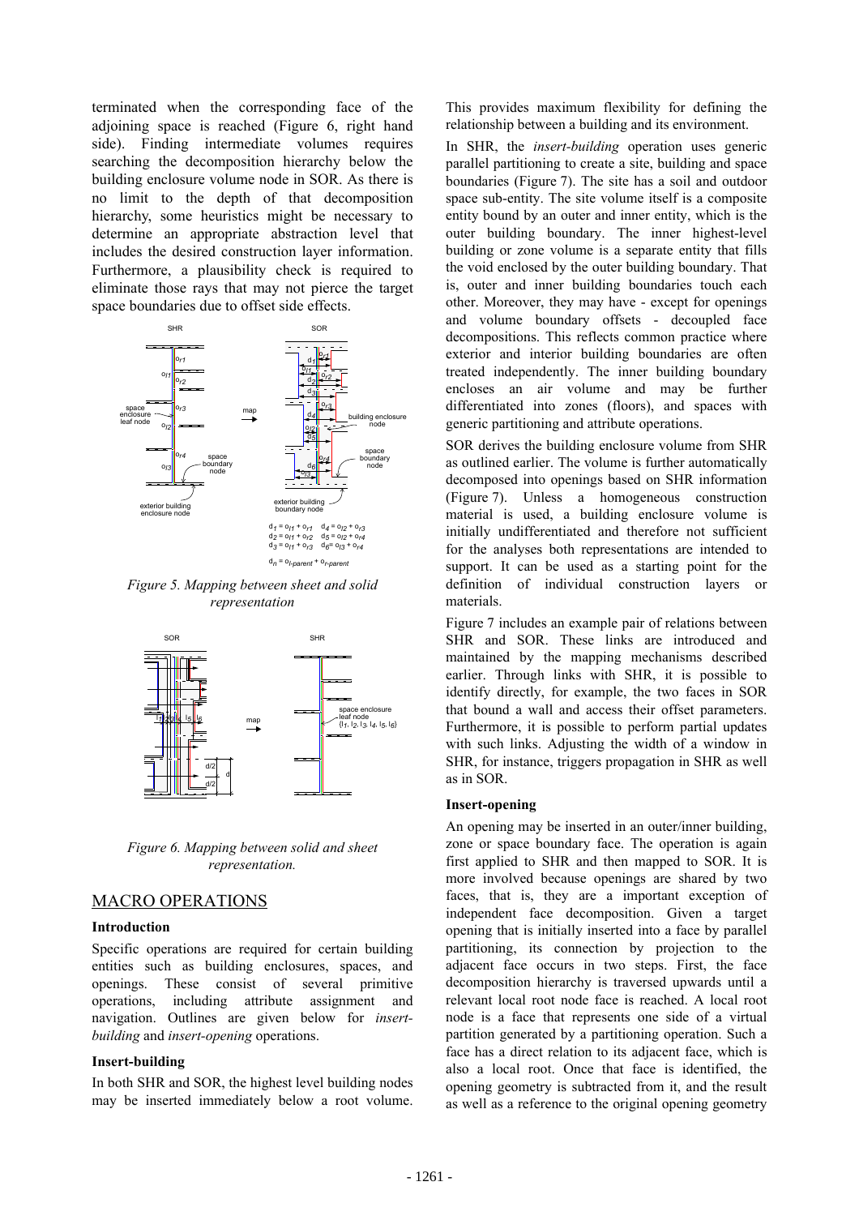terminated when the corresponding face of the adjoining space is reached (Figure 6, right hand side). Finding intermediate volumes requires searching the decomposition hierarchy below the building enclosure volume node in SOR. As there is no limit to the depth of that decomposition hierarchy, some heuristics might be necessary to determine an appropriate abstraction level that includes the desired construction layer information. Furthermore, a plausibility check is required to eliminate those rays that may not pierce the target space boundaries due to offset side effects.

Figure 5. Mapping between sheet and solid representation

Figure 6. Mapping between solid and sheet representation.

## MACRO OPERATIONS

### Introduction

Specific operations are required for certain building entities such as building enclosures, spaces, and openings. These consist of several primitive operations, including attribute assignment and navigation. Outlines are given below for *insert-building* and *insert-opening* operations.

### Insert-building

In both SHR and SOR, the highest level building nodes may be inserted immediately below a root volume. This provides maximum flexibility for defining the relationship between a building and its environment.

In SHR, the *insert-building* operation uses generic parallel partitioning to create a site, building and space boundaries (Figure 7). The site has a soil and outdoor space sub-entity. The site volume itself is a composite entity bound by an outer and inner entity, which is the outer building boundary. The inner highest-level building or zone volume is a separate entity that fills the void enclosed by the outer building boundary. That is, outer and inner building boundaries touch each other. Moreover, they may have - except for openings and volume boundary offsets - decoupled face decompositions. This reflects common practice where exterior and interior building boundaries are often treated independently. The inner building boundary encloses an air volume and may be further differentiated into zones (floors), and spaces with generic partitioning and attribute operations.

SOR derives the building enclosure volume from SHR as outlined earlier. The volume is further automatically decomposed into openings based on SHR information (Figure 7). Unless a homogeneous construction material is used, a building enclosure volume is initially undifferentiated and therefore not sufficient for the analyses both representations are intended to support. It can be used as a starting point for the definition of individual construction layers or materials.

Figure 7 includes an example pair of relations between SHR and SOR. These links are introduced and maintained by the mapping mechanisms described earlier. Through links with SHR, it is possible to identify directly, for example, the two faces in SOR that bound a wall and access their offset parameters. Furthermore, it is possible to perform partial updates with such links. Adjusting the width of a window in SHR, for instance, triggers propagation in SHR as well as in SOR.

### Insert-opening

An opening may be inserted in an outer/inner building, zone or space boundary face. The operation is again first applied to SHR and then mapped to SOR. It is more involved because openings are shared by two faces, that is, they are a important exception of independent face decomposition. Given a target opening that is initially inserted into a face by parallel partitioning, its connection by projection to the adjacent face occurs in two steps. First, the face decomposition hierarchy is traversed upwards until a relevant local root node face is reached. A local root node is a face that represents one side of a virtual partition generated by a partitioning operation. Such a face has a direct relation to its adjacent face, which is also a local root. Once that face is identified, the opening geometry is subtracted from it, and the result as well as a reference to the original opening geometry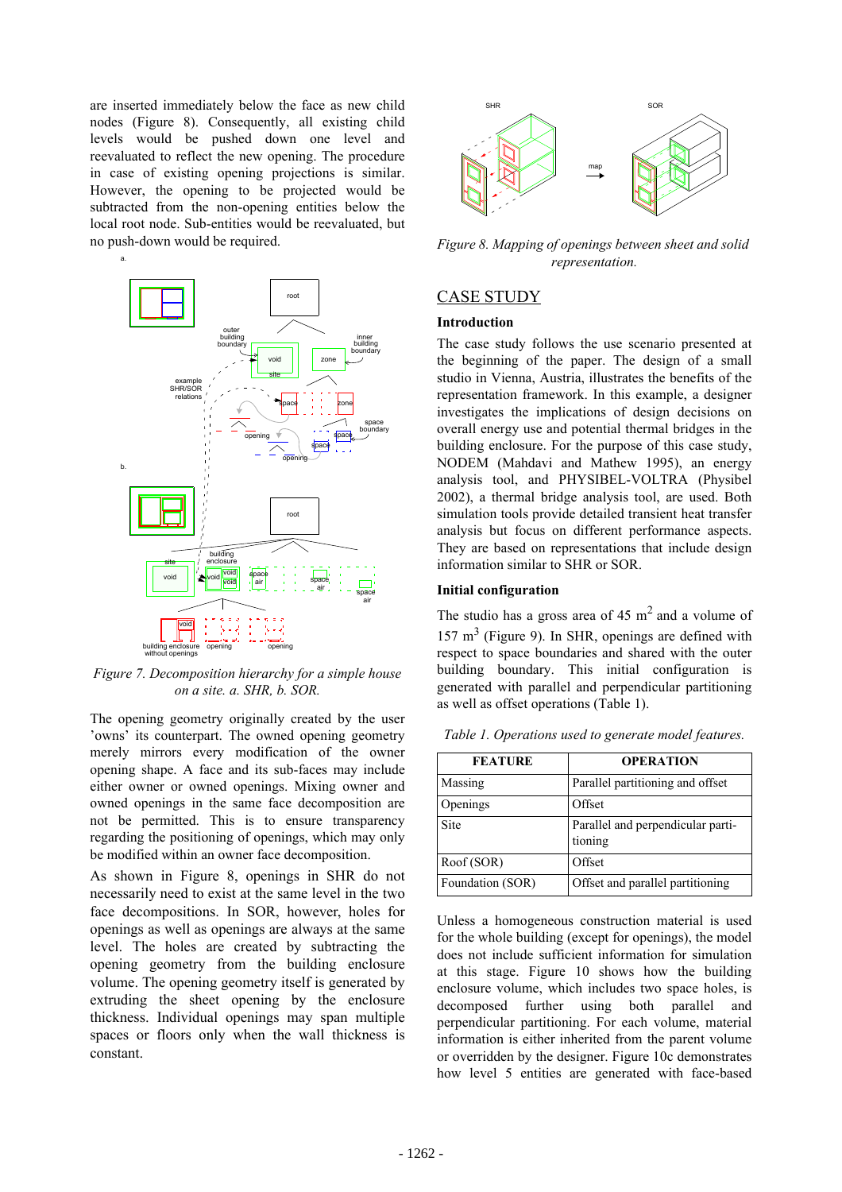are inserted immediately below the face as new child nodes (Figure 8). Consequently, all existing child levels would be pushed down one level and reevaluated to reflect the new opening. The procedure in case of existing opening projections is similar. However, the opening to be projected would be subtracted from the non-opening entities below the local root node. Sub-entities would be reevaluated, but no push-down would be required.

*Figure 7. Decomposition hierarchy for a simple house on a site. a. SHR, b. SOR.*

The opening geometry originally created by the user 'owns' its counterpart. The owned opening geometry merely mirrors every modification of the owner opening shape. A face and its sub-faces may include either owner or owned openings. Mixing owner and owned openings in the same face decomposition are not be permitted. This is to ensure transparency regarding the positioning of openings, which may only be modified within an owner face decomposition.

As shown in Figure 8, openings in SHR do not necessarily need to exist at the same level in the two face decompositions. In SOR, however, holes for openings as well as openings are always at the same level. The holes are created by subtracting the opening geometry from the building enclosure volume. The opening geometry itself is generated by extruding the sheet opening by the enclosure thickness. Individual openings may span multiple spaces or floors only when the wall thickness is constant.

*Figure 8. Mapping of openings between sheet and solid representation.*

## CASE STUDY

### Introduction

The case study follows the use scenario presented at the beginning of the paper. The design of a small studio in Vienna, Austria, illustrates the benefits of the representation framework. In this example, a designer investigates the implications of design decisions on overall energy use and potential thermal bridges in the building enclosure. For the purpose of this case study, NODEM (Mahdavi and Mathew 1995), an energy analysis tool, and PHYSIBEL-VOLTRA (Physibel 2002), a thermal bridge analysis tool, are used. Both simulation tools provide detailed transient heat transfer analysis but focus on different performance aspects. They are based on representations that include design information similar to SHR or SOR.

### Initial configuration

The studio has a gross area of 45 $m^2$ and a volume of 157 $m^3$ (Figure 9). In SHR, openings are defined with respect to space boundaries and shared with the outer building boundary. This initial configuration is generated with parallel and perpendicular partitioning as well as offset operations (Table 1).

*Table 1. Operations used to generate model features.*

| FEATURE | OPERATION |
|---|---|
| Massing | Parallel partitioning and offset |
| Openings | Offset |
| Site | Parallel and perpendicular partitioning |
| Roof (SOR) | Offset |
| Foundation (SOR) | Offset and parallel partitioning |

Unless a homogeneous construction material is used for the whole building (except for openings), the model does not include sufficient information for simulation at this stage. Figure 10 shows how the building enclosure volume, which includes two space holes, is decomposed further using both parallel and perpendicular partitioning. For each volume, material information is either inherited from the parent volume or overridden by the designer. Figure 10c demonstrates how level 5 entities are generated with face-based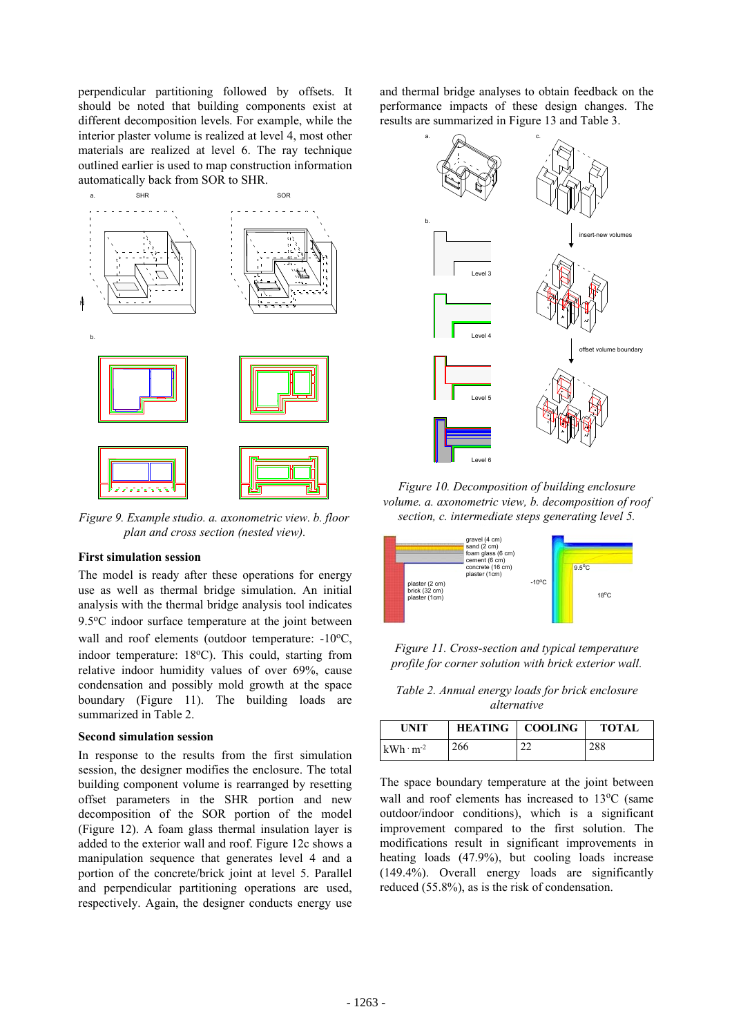perpendicular partitioning followed by offsets. It should be noted that building components exist at different decomposition levels. For example, while the interior plaster volume is realized at level 4, most other materials are realized at level 6. The ray technique outlined earlier is used to map construction information automatically back from SOR to SHR.

*Figure 9. Example studio. a. axonometric view. b. floor plan and cross section (nested view).*

### First simulation session

The model is ready after these operations for energy use as well as thermal bridge simulation. An initial analysis with the thermal bridge analysis tool indicates 9.5$^{o}$C indoor surface temperature at the joint between wall and roof elements (outdoor temperature: -10$^{o}$C, indoor temperature: 18$^{o}$C). This could, starting from relative indoor humidity values of over 69%, cause condensation and possibly mold growth at the space boundary (Figure 11). The building loads are summarized in Table 2.

### Second simulation session

In response to the results from the first simulation session, the designer modifies the enclosure. The total building component volume is rearranged by resetting offset parameters in the SHR portion and new decomposition of the SOR portion of the model (Figure 12). A foam glass thermal insulation layer is added to the exterior wall and roof. Figure 12c shows a manipulation sequence that generates level 4 and a portion of the concrete/brick joint at level 5. Parallel and perpendicular partitioning operations are used, respectively. Again, the designer conducts energy use and thermal bridge analyses to obtain feedback on the performance impacts of these design changes. The results are summarized in Figure 13 and Table 3.

*Figure 10. Decomposition of building enclosure volume. a. axonometric view, b. decomposition of roof section, c. intermediate steps generating level 5.*

*Figure 11. Cross-section and typical temperature profile for corner solution with brick exterior wall.*

*Table 2. Annual energy loads for brick enclosure alternative*

| UNIT | HEATING | COOLING | TOTAL |
|---|---|---|---|
| kWh · m$^{-2}$ | 266 | 22 | 288 |

The space boundary temperature at the joint between wall and roof elements has increased to 13$^{o}$C (same outdoor/indoor conditions), which is a significant improvement compared to the first solution. The modifications result in significant improvements in heating loads (47.9%), but cooling loads increase (149.4%). Overall energy loads are significantly reduced (55.8%), as is the risk of condensation.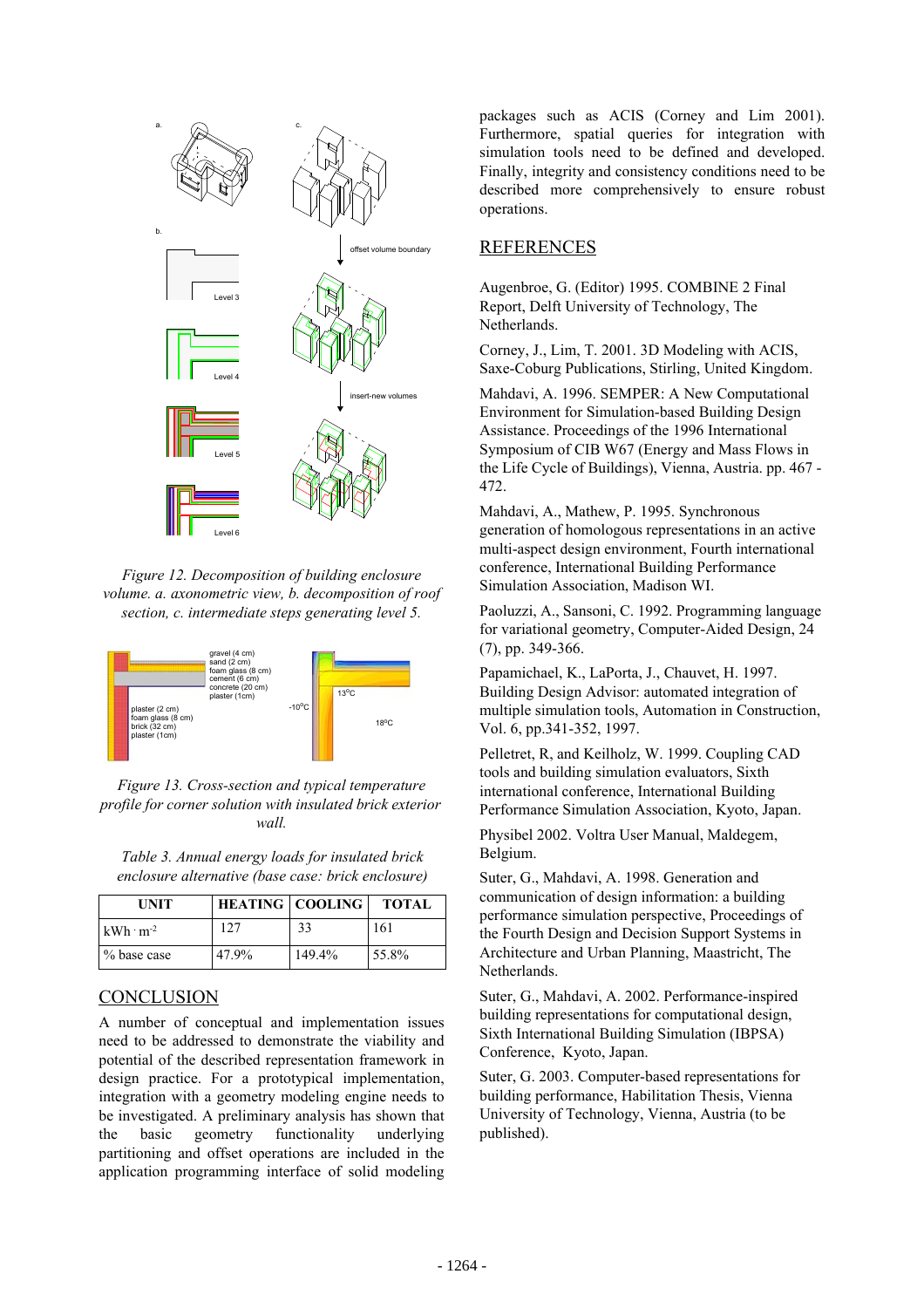a.

c.

b.

offset volume boundary

Level 3

Level 4

insert-new volumes

Level 5

Level 6

*Figure 12. Decomposition of building enclosure volume. a. axonometric view, b. decomposition of roof section, c. intermediate steps generating level 5.*

gravel (4 cm)
sand (2 cm)
foam glass (8 cm)
cement (6 cm)
concrete (20 cm)
plaster (1cm)

plaster (2 cm)
foam glass (8 cm)
brick (32 cm)
plaster (1cm)

-10°C

13°C

18°C

*Figure 13. Cross-section and typical temperature profile for corner solution with insulated brick exterior wall.*

*Table 3. Annual energy loads for insulated brick enclosure alternative (base case: brick enclosure)*

| UNIT | HEATING | COOLING | TOTAL |
|---|---|---|---|
| $kWh \cdot m^{-2}$ | 127 | 33 | 161 |
| % base case | 47.9% | 149.4% | 55.8% |

## CONCLUSION

A number of conceptual and implementation issues need to be addressed to demonstrate the viability and potential of the described representation framework in design practice. For a prototypical implementation, integration with a geometry modeling engine needs to be investigated. A preliminary analysis has shown that the basic geometry functionality underlying partitioning and offset operations are included in the application programming interface of solid modeling packages such as ACIS (Corney and Lim 2001). Furthermore, spatial queries for integration with simulation tools need to be defined and developed. Finally, integrity and consistency conditions need to be described more comprehensively to ensure robust operations.

## REFERENCES

Augenbroe, G. (Editor) 1995. COMBINE 2 Final Report, Delft University of Technology, The Netherlands.

Corney, J., Lim, T. 2001. 3D Modeling with ACIS, Saxe-Coburg Publications, Stirling, United Kingdom.

Mahdavi, A. 1996. SEMPER: A New Computational Environment for Simulation-based Building Design Assistance. Proceedings of the 1996 International Symposium of CIB W67 (Energy and Mass Flows in the Life Cycle of Buildings), Vienna, Austria. pp. 467 - 472.

Mahdavi, A., Mathew, P. 1995. Synchronous generation of homologous representations in an active multi-aspect design environment, Fourth international conference, International Building Performance Simulation Association, Madison WI.

Paoluzzi, A., Sansoni, C. 1992. Programming language for variational geometry, Computer-Aided Design, 24 (7), pp. 349-366.

Papamichael, K., LaPorta, J., Chauvet, H. 1997. Building Design Advisor: automated integration of multiple simulation tools, Automation in Construction, Vol. 6, pp.341-352, 1997.

Pelletret, R, and Keilholz, W. 1999. Coupling CAD tools and building simulation evaluators, Sixth international conference, International Building Performance Simulation Association, Kyoto, Japan.

Physibel 2002. Voltra User Manual, Maldegem, Belgium.

Suter, G., Mahdavi, A. 1998. Generation and communication of design information: a building performance simulation perspective, Proceedings of the Fourth Design and Decision Support Systems in Architecture and Urban Planning, Maastricht, The Netherlands.

Suter, G., Mahdavi, A. 2002. Performance-inspired building representations for computational design, Sixth International Building Simulation (IBPSA) Conference, Kyoto, Japan.

Suter, G. 2003. Computer-based representations for building performance, Habilitation Thesis, Vienna University of Technology, Vienna, Austria (to be published).